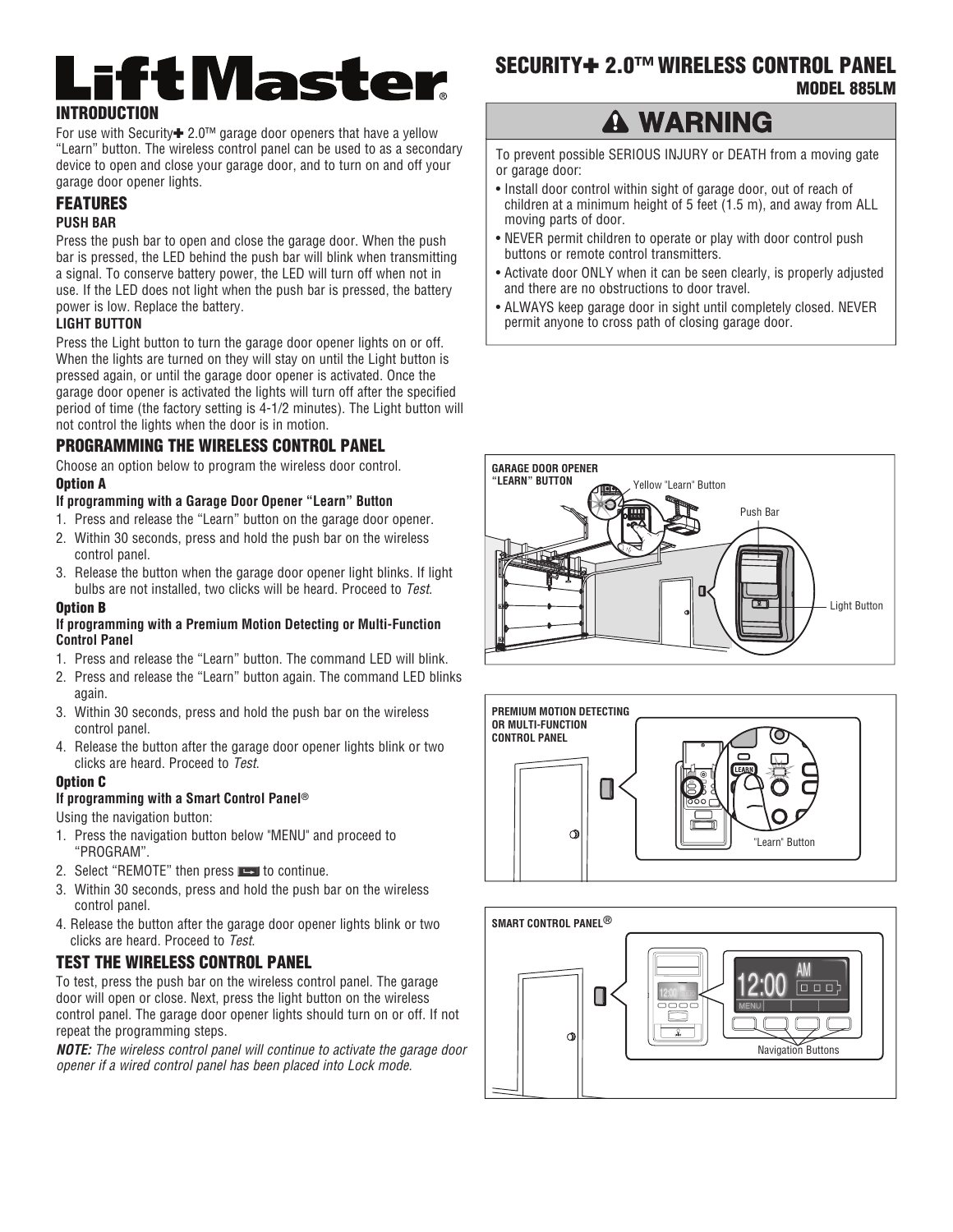# LiftMaster

## SECURITY+ 2.0™ WIRELESS CONTROL PANEL

### MODEL 885LM

## INTRODUCTION

For use with Security+ 2.0™ garage door openers that have a yellow "Learn" button. The wireless control panel can be used to as a secondary device to open and close your garage door, and to turn on and off your garage door opener lights.

## FEATURES

### PUSH BAR

Press the push bar to open and close the garage door. When the push bar is pressed, the LED behind the push bar will blink when transmitting a signal. To conserve battery power, the LED will turn off when not in use. If the LED does not light when the push bar is pressed, the battery power is low. Replace the battery.

### LIGHT BUTTON

Press the Light button to turn the garage door opener lights on or off. When the lights are turned on they will stay on until the Light button is pressed again, or until the garage door opener is activated. Once the garage door opener is activated the lights will turn off after the specified period of time (the factory setting is 4-1/2 minutes). The Light button will not control the lights when the door is in motion.

## PROGRAMMING THE WIRELESS CONTROL PANEL

Choose an option below to program the wireless door control.

### Option A

**If programming with a Garage Door Opener "Learn" Button**

1. Press and release the "Learn" button on the garage door opener.
2. Within 30 seconds, press and hold the push bar on the wireless control panel.
3. Release the button when the garage door opener light blinks. If light bulbs are not installed, two clicks will be heard. Proceed to *Test*.

### Option B

**If programming with a Premium Motion Detecting or Multi-Function Control Panel**

1. Press and release the "Learn" button. The command LED will blink.
2. Press and release the "Learn" button again. The command LED blinks again.
3. Within 30 seconds, press and hold the push bar on the wireless control panel.
4. Release the button after the garage door opener lights blink or two clicks are heard. Proceed to *Test*.

### Option C

**If programming with a Smart Control Panel®**

Using the navigation button:

1. Press the navigation button below "MENU" and proceed to "PROGRAM".
2. Select "REMOTE" then press ↵ to continue.
3. Within 30 seconds, press and hold the push bar on the wireless control panel.
4. Release the button after the garage door opener lights blink or two clicks are heard. Proceed to *Test.*

## TEST THE WIRELESS CONTROL PANEL

To test, press the push bar on the wireless control panel. The garage door will open or close. Next, press the light button on the wireless control panel. The garage door opener lights should turn on or off. If not repeat the programming steps.

***NOTE:*** *The wireless control panel will continue to activate the garage door opener if a wired control panel has been placed into Lock mode.*

## ⚠ WARNING

To prevent possible SERIOUS INJURY or DEATH from a moving gate or garage door:

- Install door control within sight of garage door, out of reach of children at a minimum height of 5 feet (1.5 m), and away from ALL moving parts of door.
- NEVER permit children to operate or play with door control push buttons or remote control transmitters.
- Activate door ONLY when it can be seen clearly, is properly adjusted and there are no obstructions to door travel.
- ALWAYS keep garage door in sight until completely closed. NEVER permit anyone to cross path of closing garage door.

**GARAGE DOOR OPENER "LEARN" BUTTON**

Yellow "Learn" Button

Push Bar

Light Button

**PREMIUM MOTION DETECTING OR MULTI-FUNCTION CONTROL PANEL**

"Learn" Button

**SMART CONTROL PANEL®**

Navigation Buttons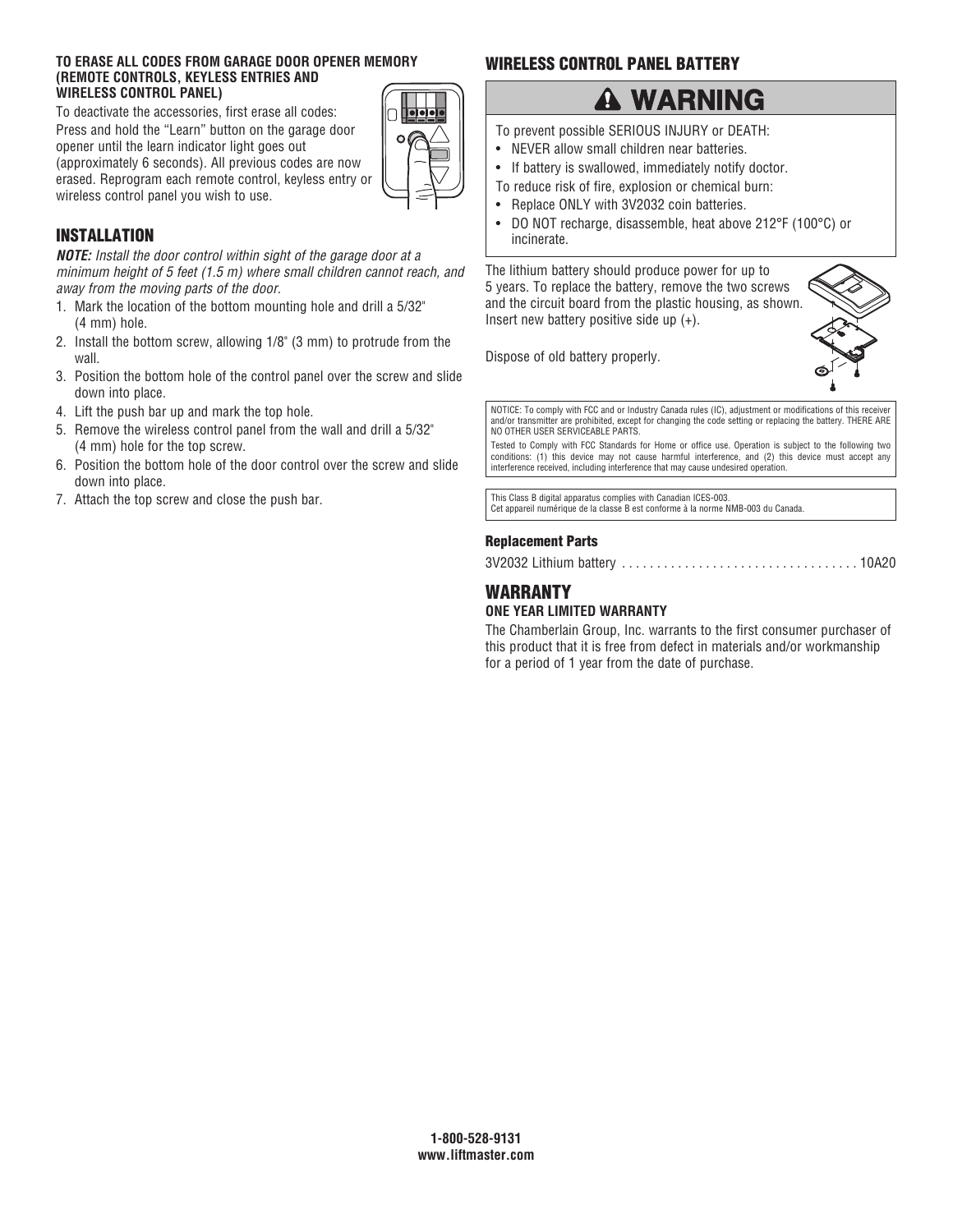#### TO ERASE ALL CODES FROM GARAGE DOOR OPENER MEMORY (REMOTE CONTROLS, KEYLESS ENTRIES AND WIRELESS CONTROL PANEL)

To deactivate the accessories, first erase all codes: Press and hold the "Learn" button on the garage door opener until the learn indicator light goes out (approximately 6 seconds). All previous codes are now erased. Reprogram each remote control, keyless entry or wireless control panel you wish to use.

## INSTALLATION

***NOTE:*** *Install the door control within sight of the garage door at a minimum height of 5 feet (1.5 m) where small children cannot reach, and away from the moving parts of the door.*

1. Mark the location of the bottom mounting hole and drill a 5/32" (4 mm) hole.
2. Install the bottom screw, allowing 1/8" (3 mm) to protrude from the wall.
3. Position the bottom hole of the control panel over the screw and slide down into place.
4. Lift the push bar up and mark the top hole.
5. Remove the wireless control panel from the wall and drill a 5/32" (4 mm) hole for the top screw.
6. Position the bottom hole of the door control over the screw and slide down into place.
7. Attach the top screw and close the push bar.

## WIRELESS CONTROL PANEL BATTERY

### ⚠ WARNING

To prevent possible SERIOUS INJURY or DEATH:

- NEVER allow small children near batteries.
- If battery is swallowed, immediately notify doctor.

To reduce risk of fire, explosion or chemical burn:

- Replace ONLY with 3V2032 coin batteries.
- DO NOT recharge, disassemble, heat above 212°F (100°C) or incinerate.

The lithium battery should produce power for up to 5 years. To replace the battery, remove the two screws and the circuit board from the plastic housing, as shown. Insert new battery positive side up (+).

Dispose of old battery properly.

NOTICE: To comply with FCC and or Industry Canada rules (IC), adjustment or modifications of this receiver and/or transmitter are prohibited, except for changing the code setting or replacing the battery. THERE ARE NO OTHER USER SERVICEABLE PARTS.

Tested to Comply with FCC Standards for Home or office use. Operation is subject to the following two conditions: (1) this device may not cause harmful interference, and (2) this device must accept any interference received, including interference that may cause undesired operation.

This Class B digital apparatus complies with Canadian ICES-003.
Cet appareil numérique de la classe B est conforme à la norme NMB-003 du Canada.

#### Replacement Parts

3V2032 Lithium battery . . . . . . . . . . . . . . . . . . . . . . . . . . . . . . . . . 10A20

## WARRANTY

#### ONE YEAR LIMITED WARRANTY

The Chamberlain Group, Inc. warrants to the first consumer purchaser of this product that it is free from defect in materials and/or workmanship for a period of 1 year from the date of purchase.

**1-800-528-9131**
**www.liftmaster.com**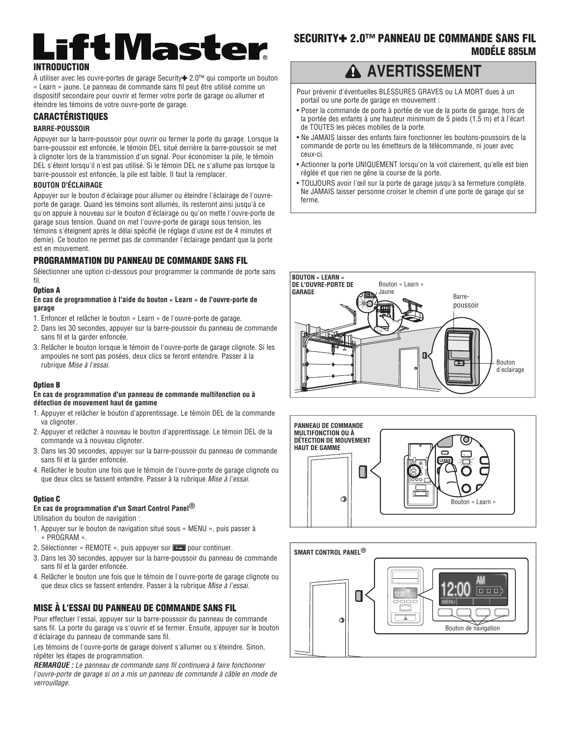# LiftMaster

## SECURITY✚ 2.0™ PANNEAU DE COMMANDE SANS FIL
## MODÉLE 885LM

## INTRODUCTION

À utiliser avec les ouvre-portes de garage Security✚ 2.0™ qui comporte un bouton « Learn » jaune. Le panneau de commande sans fil peut être utilisé comme un dispositif secondaire pour ouvrir et fermer votre porte de garage ou allumer et éteindre les témoins de votre ouvre-porte de garage.

## CARACTÉRISTIQUES

### BARRE-POUSSOIR

Appuyer sur la barre-poussoir pour ouvrir ou fermer la porte du garage. Lorsque la barre-poussoir est enfoncée, le témoin DEL situé derrière la barre-poussoir se met à clignoter lors de la transmission d'un signal. Pour économiser la pile, le témoin DEL s'éteint lorsqu'il n'est pas utilisé. Si le témoin DEL ne s'allume pas lorsque la barre-poussoir est enfoncée, la pile est faible. Il faut la remplacer.

### BOUTON D'ÉCLAIRAGE

Appuyer sur le bouton d'éclairage pour allumer ou éteindre l'éclairage de l'ouvre-porte de garage. Quand les témoins sont allumés, ils resteront ainsi jusqu'à ce qu'on appuie à nouveau sur le bouton d'éclairage ou qu'on mette l'ouvre-porte de garage sous tension. Quand on met l'ouvre-porte de garage sous tension, les témoins s'éteignent après le délai spécifié (le réglage d'usine est de 4 minutes et demie). Ce bouton ne permet pas de commander l'éclairage pendant que la porte est en mouvement.

## ⚠ AVERTISSEMENT

Pour prévenir d'éventuelles BLESSURES GRAVES ou LA MORT dues à un portail ou une porte de garage en mouvement :

- Poser la commande de porte à portée de vue de la porte de garage, hors de la portée des enfants à une hauteur minimum de 5 pieds (1,5 m) et à l'écart de TOUTES les pièces mobiles de la porte.
- Ne JAMAIS laisser des enfants faire fonctionner les boutons-poussoirs de la commande de porte ou les émetteurs de la télécommande, ni jouer avec ceux-ci.
- Actionner la porte UNIQUEMENT lorsqu'on la voit clairement, qu'elle est bien réglée et que rien ne gêne la course de la porte.
- TOUJOURS avoir l'œil sur la porte de garage jusqu'à sa fermeture complète. Ne JAMAIS laisser personne croiser le chemin d'une porte de garage qui se ferme.

## PROGRAMMATION DU PANNEAU DE COMMANDE SANS FIL

Sélectionner une option ci-dessous pour programmer la commande de porte sans fil.

### Option A

**En cas de programmation à l'aide du bouton « Learn » de l'ouvre-porte de garage**

1. Enfoncer et relâcher le bouton « Learn » de l'ouvre-porte de garage.
2. Dans les 30 secondes, appuyer sur la barre-poussoir du panneau de commande sans fil et la garder enfoncée.
3. Relâcher le bouton lorsque le témoin de l'ouvre-porte de garage clignote. Si les ampoules ne sont pas posées, deux clics se feront entendre. Passer à la rubrique *Mise à l'essai.*

BOUTON « LEARN » DE L'OUVRE-PORTE DE GARAGE — Bouton « Learn » Jaune — Barre-poussoir — Bouton d'eclairage

### Option B

**En cas de programmation d'un panneau de commande multifonction ou à détection de mouvement haut de gamme**

1. Appuyer et relâcher le bouton d'apprentissage. Le témoin DEL de la commande va clignoter.
2. Appuyer et relâcher à nouveau le bouton d'apprentissage. Le témoin DEL de la commande va à nouveau clignoter.
3. Dans les 30 secondes, appuyer sur la barre-poussoir du panneau de commande sans fil et la garder enfoncée.
4. Relâcher le bouton une fois que le témoin de l'ouvre-porte de garage clignote ou que deux clics se fassent entendre. Passer à la rubrique *Mise à l'essai.*

PANNEAU DE COMMANDE MULTIFONCTION OU À DÉTECTION DE MOUVEMENT HAUT DE GAMME — Bouton « Learn »

### Option C

**En cas de programmation d'un Smart Control Panel®**

Utilisation du bouton de navigation :

1. Appuyer sur le bouton de navigation situé sous « MENU », puis passer à « PROGRAM ».
2. Sélectionner « REMOTE », puis appuyer sur ➡ pour continuer.
3. Dans les 30 secondes, appuyer sur la barre-poussoir du panneau de commande sans fil et la garder enfoncée.
4. Relâcher le bouton une fois que le témoin de l'ouvre-porte de garage clignote ou que deux clics se fassent entendre. Passer à la rubrique *Mise à l'essai.*

SMART CONTROL PANEL® — Bouton de navigation

## MISE À L'ESSAI DU PANNEAU DE COMMANDE SANS FIL

Pour effectuer l'essai, appuyer sur la barre-poussoir du panneau de commande sans fil. La porte du garage va s'ouvrir et se fermer. Ensuite, appuyer sur le bouton d'éclairage du panneau de commande sans fil.

Les témoins de l'ouvre-porte de garage doivent s'allumer ou s'éteindre. Sinon, répéter les étapes de programmation.

***REMARQUE :** Le panneau de commande sans fil continuera à faire fonctionner l'ouvre-porte de garage si on a mis un panneau de commande à câble en mode de verrouillage.*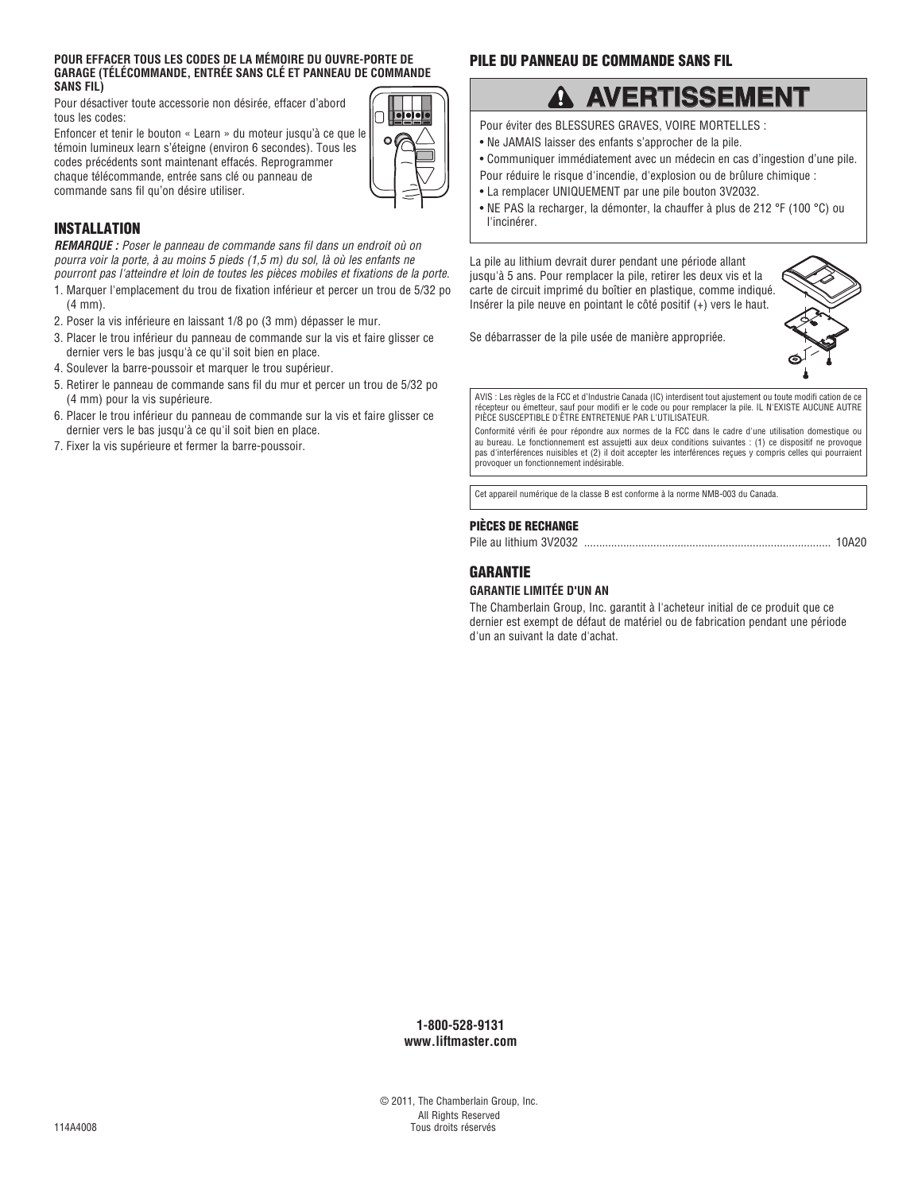**POUR EFFACER TOUS LES CODES DE LA MÉMOIRE DU OUVRE-PORTE DE GARAGE (TÉLÉCOMMANDE, ENTRÉE SANS CLÉ ET PANNEAU DE COMMANDE SANS FIL)**

Pour désactiver toute accessorie non désirée, effacer d'abord tous les codes:

Enfoncer et tenir le bouton « Learn » du moteur jusqu'à ce que le témoin lumineux learn s'éteigne (environ 6 secondes). Tous les codes précédents sont maintenant effacés. Reprogrammer chaque télécommande, entrée sans clé ou panneau de commande sans fil qu'on désire utiliser.

## INSTALLATION

***REMARQUE :*** *Poser le panneau de commande sans fil dans un endroit où on pourra voir la porte, à au moins 5 pieds (1,5 m) du sol, là où les enfants ne pourront pas l'atteindre et loin de toutes les pièces mobiles et fixations de la porte.*

1. Marquer l'emplacement du trou de fixation inférieur et percer un trou de 5/32 po (4 mm).
2. Poser la vis inférieure en laissant 1/8 po (3 mm) dépasser le mur.
3. Placer le trou inférieur du panneau de commande sur la vis et faire glisser ce dernier vers le bas jusqu'à ce qu'il soit bien en place.
4. Soulever la barre-poussoir et marquer le trou supérieur.
5. Retirer le panneau de commande sans fil du mur et percer un trou de 5/32 po (4 mm) pour la vis supérieure.
6. Placer le trou inférieur du panneau de commande sur la vis et faire glisser ce dernier vers le bas jusqu'à ce qu'il soit bien en place.
7. Fixer la vis supérieure et fermer la barre-poussoir.

## PILE DU PANNEAU DE COMMANDE SANS FIL

### ⚠ AVERTISSEMENT

Pour éviter des BLESSURES GRAVES, VOIRE MORTELLES :

- Ne JAMAIS laisser des enfants s'approcher de la pile.
- Communiquer immédiatement avec un médecin en cas d'ingestion d'une pile.

Pour réduire le risque d'incendie, d'explosion ou de brûlure chimique :

- La remplacer UNIQUEMENT par une pile bouton 3V2032.
- NE PAS la recharger, la démonter, la chauffer à plus de 212 °F (100 °C) ou l'incinérer.

La pile au lithium devrait durer pendant une période allant jusqu'à 5 ans. Pour remplacer la pile, retirer les deux vis et la carte de circuit imprimé du boîtier en plastique, comme indiqué. Insérer la pile neuve en pointant le côté positif (+) vers le haut.

Se débarrasser de la pile usée de manière appropriée.

AVIS : Les règles de la FCC et d'Industrie Canada (IC) interdisent tout ajustement ou toute modifi cation de ce récepteur ou émetteur, sauf pour modifi er le code ou pour remplacer la pile. IL N'EXISTE AUCUNE AUTRE PIÈCE SUSCEPTIBLE D'ÊTRE ENTRETENUE PAR L'UTILISATEUR.

Conformité vérifi ée pour répondre aux normes de la FCC dans le cadre d'une utilisation domestique ou au bureau. Le fonctionnement est assujetti aux deux conditions suivantes : (1) ce dispositif ne provoque pas d'interférences nuisibles et (2) il doit accepter les interférences reçues y compris celles qui pourraient provoquer un fonctionnement indésirable.

Cet appareil numérique de la classe B est conforme à la norme NMB-003 du Canada.

**PIÈCES DE RECHANGE**

Pile au lithium 3V2032 .................................................................................. 10A20

## GARANTIE

**GARANTIE LIMITÉE D'UN AN**

The Chamberlain Group, Inc. garantit à l'acheteur initial de ce produit que ce dernier est exempt de défaut de matériel ou de fabrication pendant une période d'un an suivant la date d'achat.

**1-800-528-9131**
**www.liftmaster.com**

© 2011, The Chamberlain Group, Inc.
All Rights Reserved
Tous droits réservés

114A4008